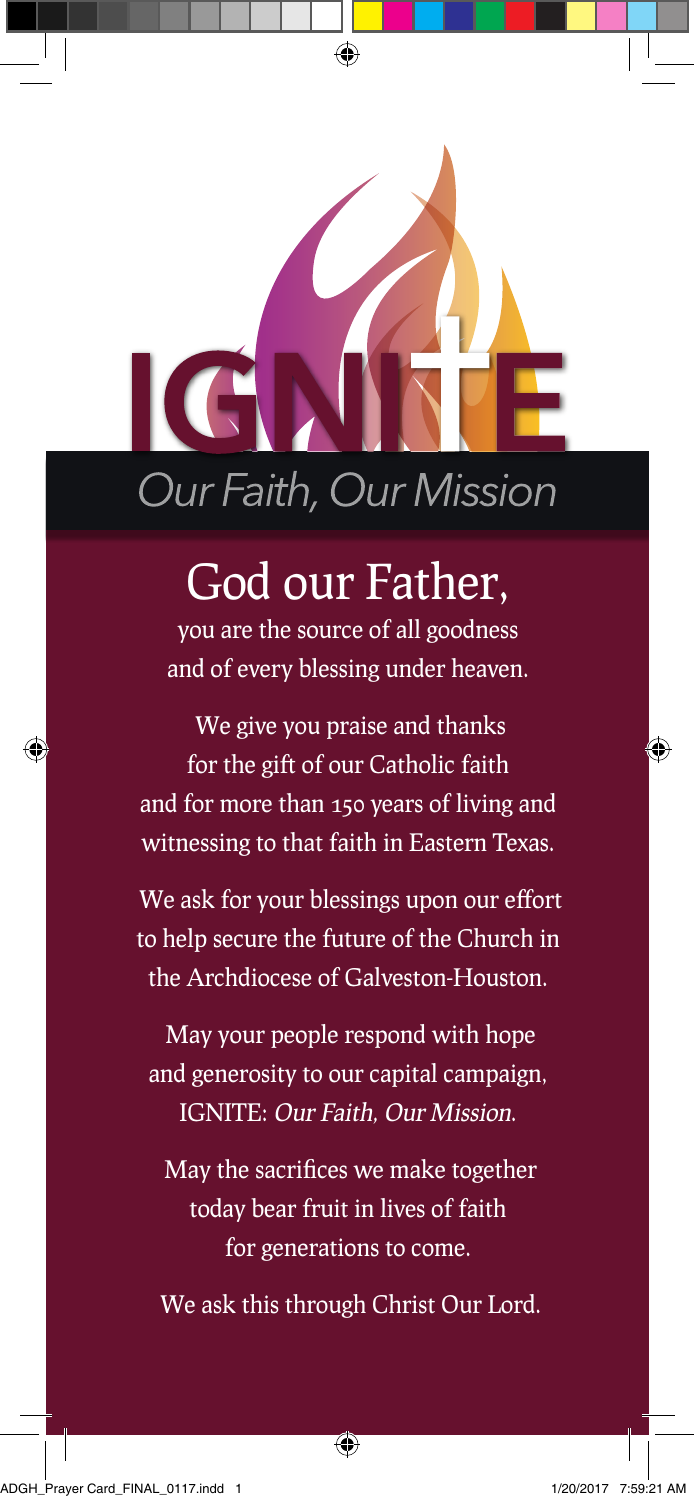# IGNITE

*Our Faith, Our Mission*

## God our Father,

you are the source of all goodness
and of every blessing under heaven.

We give you praise and thanks
for the gift of our Catholic faith
and for more than 150 years of living and
witnessing to that faith in Eastern Texas.

We ask for your blessings upon our effort
to help secure the future of the Church in
the Archdiocese of Galveston-Houston.

May your people respond with hope
and generosity to our capital campaign,
IGNITE: *Our Faith, Our Mission*.

May the sacrifices we make together
today bear fruit in lives of faith
for generations to come.

We ask this through Christ Our Lord.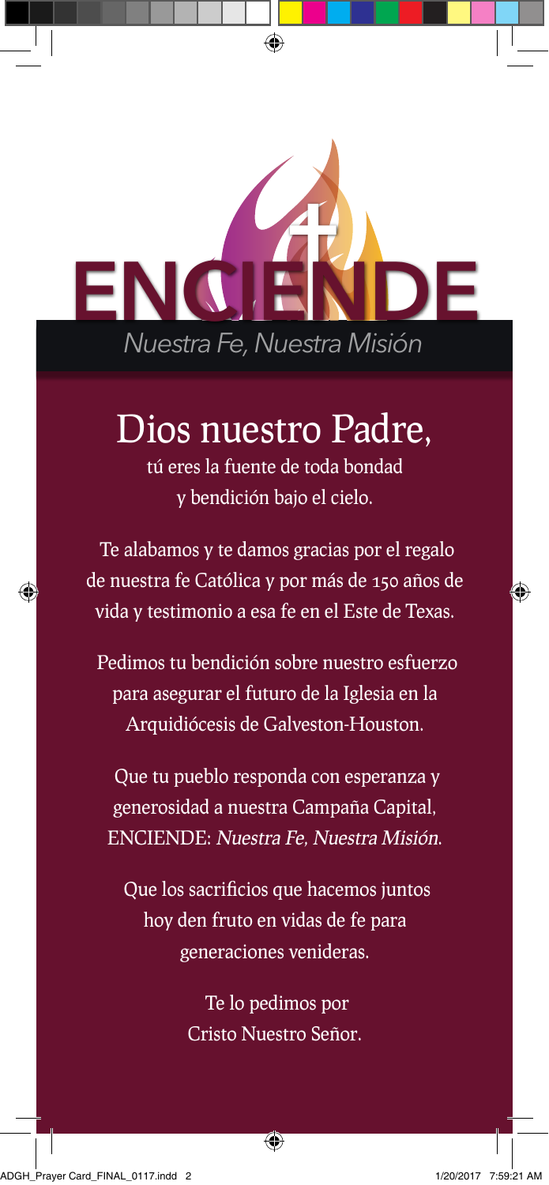# ENCIENDE

*Nuestra Fe, Nuestra Misión*

## Dios nuestro Padre,

tú eres la fuente de toda bondad
y bendición bajo el cielo.

Te alabamos y te damos gracias por el regalo de nuestra fe Católica y por más de 150 años de vida y testimonio a esa fe en el Este de Texas.

Pedimos tu bendición sobre nuestro esfuerzo para asegurar el futuro de la Iglesia en la Arquidiócesis de Galveston-Houston.

Que tu pueblo responda con esperanza y generosidad a nuestra Campaña Capital, ENCIENDE: *Nuestra Fe, Nuestra Misión*.

Que los sacrificios que hacemos juntos hoy den fruto en vidas de fe para generaciones venideras.

Te lo pedimos por
Cristo Nuestro Señor.